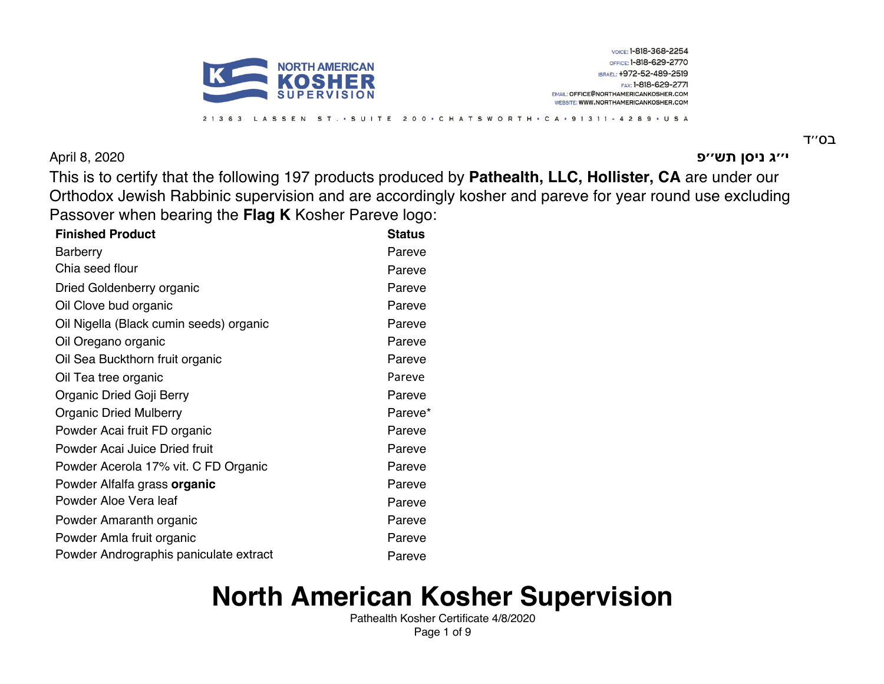NORTH AMERICAN **KOSHER** SUPERVISION

VOICE: 1-818-368-2254
OFFICE: 1-818-629-2770
ISRAEL: +972-52-489-2519
FAX: 1-818-629-2771
EMAIL: OFFICE@NORTHAMERICANKOSHER.COM
WEBSITE: WWW.NORTHAMERICANKOSHER.COM

21363 LASSEN ST. • SUITE 200 • CHATSWORTH • CA • 91311-4289 • USA

בס״ד

April 8, 2020 **י״ג ניסן תש״פ**

This is to certify that the following 197 products produced by **Pathealth, LLC, Hollister, CA** are under our Orthodox Jewish Rabbinic supervision and are accordingly kosher and pareve for year round use excluding Passover when bearing the **Flag K** Kosher Pareve logo:

| **Finished Product** | **Status** |
|---|---|
| Barberry | Pareve |
| Chia seed flour | Pareve |
| Dried Goldenberry organic | Pareve |
| Oil Clove bud organic | Pareve |
| Oil Nigella (Black cumin seeds) organic | Pareve |
| Oil Oregano organic | Pareve |
| Oil Sea Buckthorn fruit organic | Pareve |
| Oil Tea tree organic | Pareve |
| Organic Dried Goji Berry | Pareve |
| Organic Dried Mulberry | Pareve* |
| Powder Acai fruit FD organic | Pareve |
| Powder Acai Juice Dried fruit | Pareve |
| Powder Acerola 17% vit. C FD Organic | Pareve |
| Powder Alfalfa grass **organic** | Pareve |
| Powder Aloe Vera leaf | Pareve |
| Powder Amaranth organic | Pareve |
| Powder Amla fruit organic | Pareve |
| Powder Andrographis paniculate extract | Pareve |

# North American Kosher Supervision

Pathealth Kosher Certificate 4/8/2020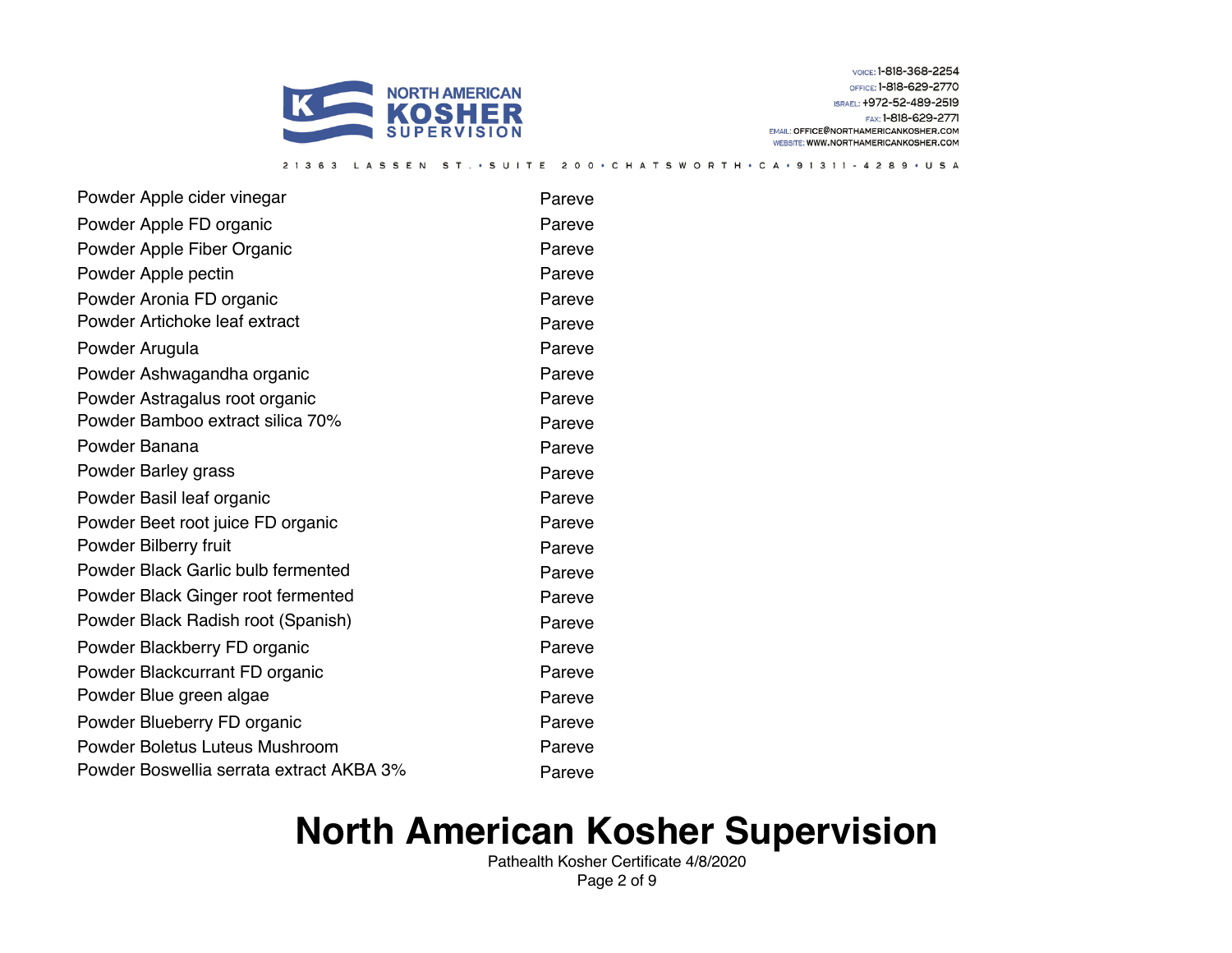NORTH AMERICAN KOSHER SUPERVISION

VOICE: 1-818-368-2254
OFFICE: 1-818-629-2770
ISRAEL: +972-52-489-2519
FAX: 1-818-629-2771
EMAIL: OFFICE@NORTHAMERICANKOSHER.COM
WEBSITE: WWW.NORTHAMERICANKOSHER.COM

21363 LASSEN ST. • SUITE 200 • CHATSWORTH • CA • 91311-4289 • USA

| | |
|---|---|
| Powder Apple cider vinegar | Pareve |
| Powder Apple FD organic | Pareve |
| Powder Apple Fiber Organic | Pareve |
| Powder Apple pectin | Pareve |
| Powder Aronia FD organic | Pareve |
| Powder Artichoke leaf extract | Pareve |
| Powder Arugula | Pareve |
| Powder Ashwagandha organic | Pareve |
| Powder Astragalus root organic | Pareve |
| Powder Bamboo extract silica 70% | Pareve |
| Powder Banana | Pareve |
| Powder Barley grass | Pareve |
| Powder Basil leaf organic | Pareve |
| Powder Beet root juice FD organic | Pareve |
| Powder Bilberry fruit | Pareve |
| Powder Black Garlic bulb fermented | Pareve |
| Powder Black Ginger root fermented | Pareve |
| Powder Black Radish root (Spanish) | Pareve |
| Powder Blackberry FD organic | Pareve |
| Powder Blackcurrant FD organic | Pareve |
| Powder Blue green algae | Pareve |
| Powder Blueberry FD organic | Pareve |
| Powder Boletus Luteus Mushroom | Pareve |
| Powder Boswellia serrata extract AKBA 3% | Pareve |

# North American Kosher Supervision

Pathealth Kosher Certificate 4/8/2020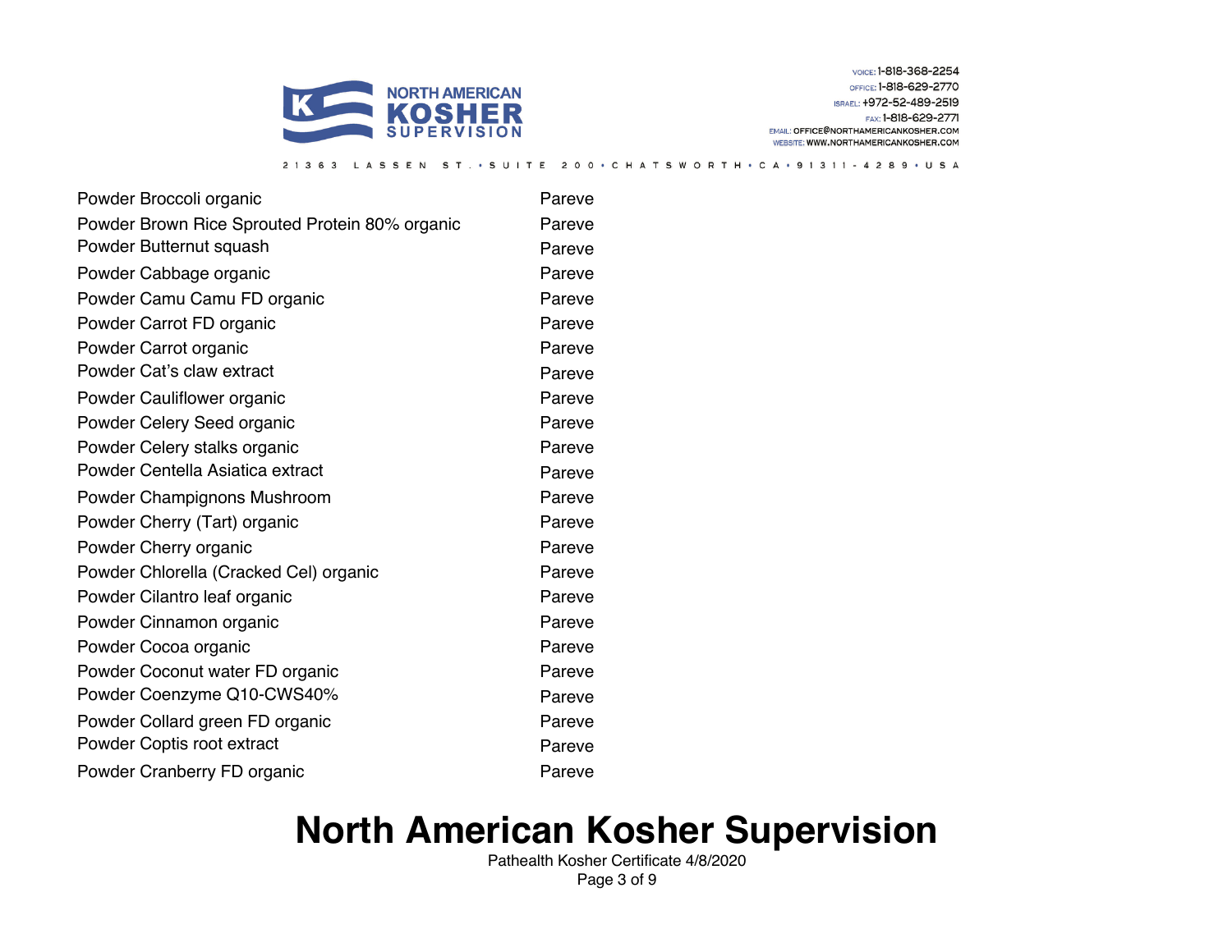| | |
|---|---|
| Powder Broccoli organic | Pareve |
| Powder Brown Rice Sprouted Protein 80% organic | Pareve |
| Powder Butternut squash | Pareve |
| Powder Cabbage organic | Pareve |
| Powder Camu Camu FD organic | Pareve |
| Powder Carrot FD organic | Pareve |
| Powder Carrot organic | Pareve |
| Powder Cat's claw extract | Pareve |
| Powder Cauliflower organic | Pareve |
| Powder Celery Seed organic | Pareve |
| Powder Celery stalks organic | Pareve |
| Powder Centella Asiatica extract | Pareve |
| Powder Champignons Mushroom | Pareve |
| Powder Cherry (Tart) organic | Pareve |
| Powder Cherry organic | Pareve |
| Powder Chlorella (Cracked Cel) organic | Pareve |
| Powder Cilantro leaf organic | Pareve |
| Powder Cinnamon organic | Pareve |
| Powder Cocoa organic | Pareve |
| Powder Coconut water FD organic | Pareve |
| Powder Coenzyme Q10-CWS40% | Pareve |
| Powder Collard green FD organic | Pareve |
| Powder Coptis root extract | Pareve |
| Powder Cranberry FD organic | Pareve |

# North American Kosher Supervision

Pathealth Kosher Certificate 4/8/2020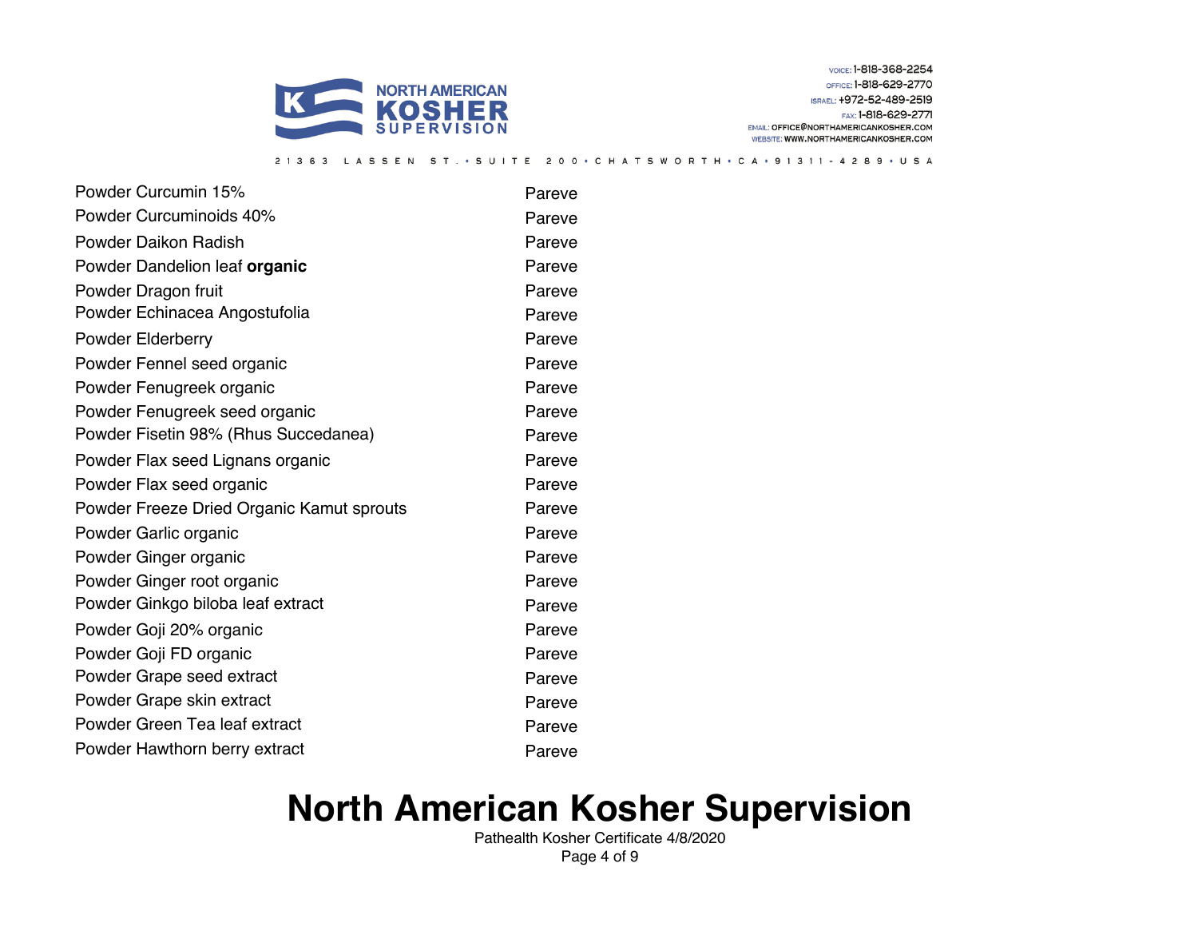| Product | Status |
|---|---|
| Powder Curcumin 15% | Pareve |
| Powder Curcuminoids 40% | Pareve |
| Powder Daikon Radish | Pareve |
| Powder Dandelion leaf **organic** | Pareve |
| Powder Dragon fruit | Pareve |
| Powder Echinacea Angostufolia | Pareve |
| Powder Elderberry | Pareve |
| Powder Fennel seed organic | Pareve |
| Powder Fenugreek organic | Pareve |
| Powder Fenugreek seed organic | Pareve |
| Powder Fisetin 98% (Rhus Succedanea) | Pareve |
| Powder Flax seed Lignans organic | Pareve |
| Powder Flax seed organic | Pareve |
| Powder Freeze Dried Organic Kamut sprouts | Pareve |
| Powder Garlic organic | Pareve |
| Powder Ginger organic | Pareve |
| Powder Ginger root organic | Pareve |
| Powder Ginkgo biloba leaf extract | Pareve |
| Powder Goji 20% organic | Pareve |
| Powder Goji FD organic | Pareve |
| Powder Grape seed extract | Pareve |
| Powder Grape skin extract | Pareve |
| Powder Green Tea leaf extract | Pareve |
| Powder Hawthorn berry extract | Pareve |

# North American Kosher Supervision

Pathealth Kosher Certificate 4/8/2020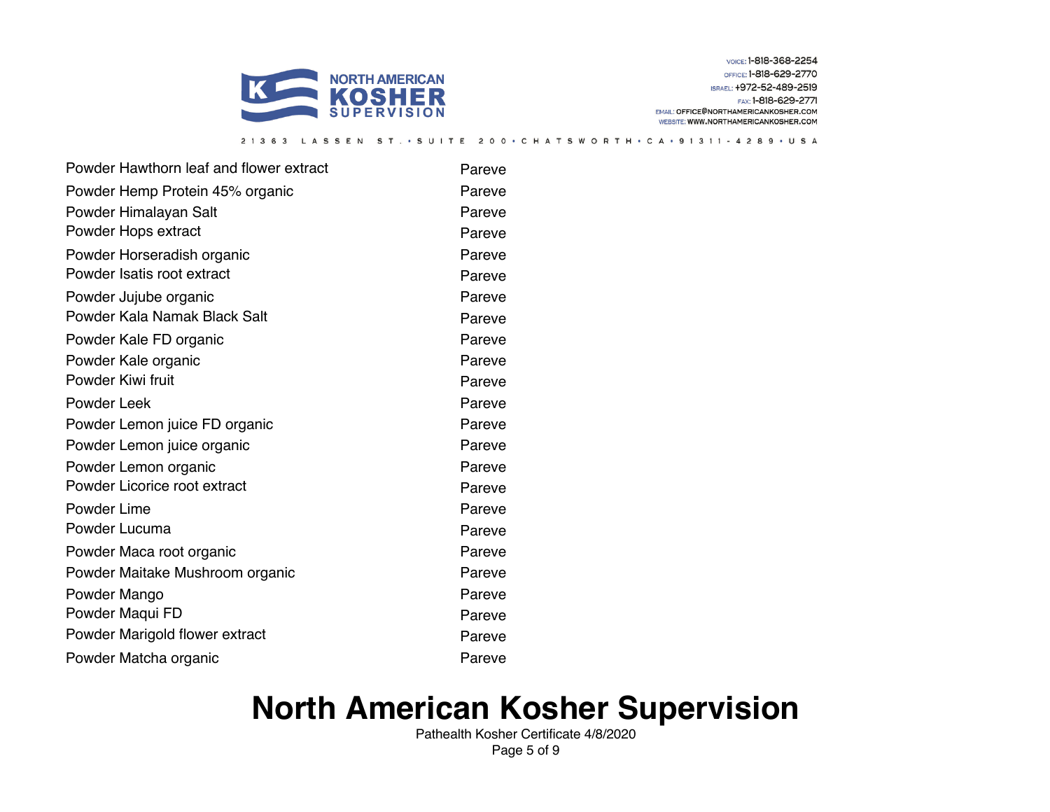| Product | Status |
| --- | --- |
| Powder Hawthorn leaf and flower extract | Pareve |
| Powder Hemp Protein 45% organic | Pareve |
| Powder Himalayan Salt | Pareve |
| Powder Hops extract | Pareve |
| Powder Horseradish organic | Pareve |
| Powder Isatis root extract | Pareve |
| Powder Jujube organic | Pareve |
| Powder Kala Namak Black Salt | Pareve |
| Powder Kale FD organic | Pareve |
| Powder Kale organic | Pareve |
| Powder Kiwi fruit | Pareve |
| Powder Leek | Pareve |
| Powder Lemon juice FD organic | Pareve |
| Powder Lemon juice organic | Pareve |
| Powder Lemon organic | Pareve |
| Powder Licorice root extract | Pareve |
| Powder Lime | Pareve |
| Powder Lucuma | Pareve |
| Powder Maca root organic | Pareve |
| Powder Maitake Mushroom organic | Pareve |
| Powder Mango | Pareve |
| Powder Maqui FD | Pareve |
| Powder Marigold flower extract | Pareve |
| Powder Matcha organic | Pareve |

**North American Kosher Supervision**

Pathealth Kosher Certificate 4/8/2020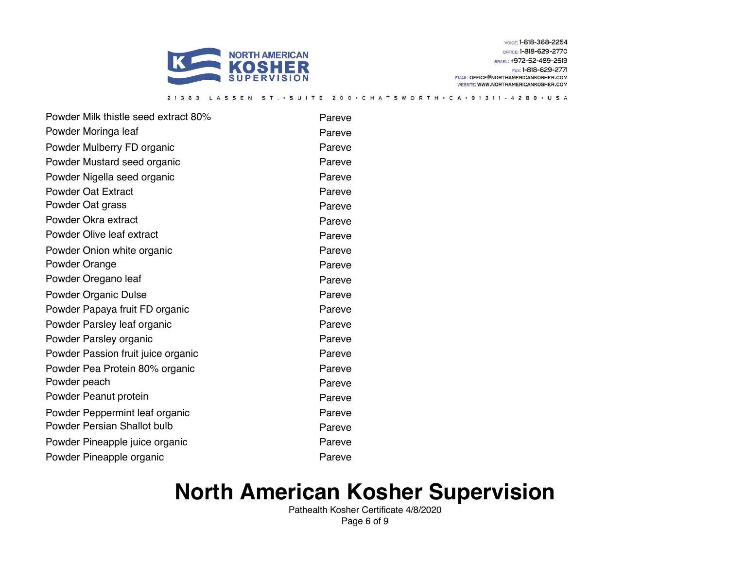| | |
|---|---|
| Powder Milk thistle seed extract 80% | Pareve |
| Powder Moringa leaf | Pareve |
| Powder Mulberry FD organic | Pareve |
| Powder Mustard seed organic | Pareve |
| Powder Nigella seed organic | Pareve |
| Powder Oat Extract | Pareve |
| Powder Oat grass | Pareve |
| Powder Okra extract | Pareve |
| Powder Olive leaf extract | Pareve |
| Powder Onion white organic | Pareve |
| Powder Orange | Pareve |
| Powder Oregano leaf | Pareve |
| Powder Organic Dulse | Pareve |
| Powder Papaya fruit FD organic | Pareve |
| Powder Parsley leaf organic | Pareve |
| Powder Parsley organic | Pareve |
| Powder Passion fruit juice organic | Pareve |
| Powder Pea Protein 80% organic | Pareve |
| Powder peach | Pareve |
| Powder Peanut protein | Pareve |
| Powder Peppermint leaf organic | Pareve |
| Powder Persian Shallot bulb | Pareve |
| Powder Pineapple juice organic | Pareve |
| Powder Pineapple organic | Pareve |

# North American Kosher Supervision

Pathealth Kosher Certificate 4/8/2020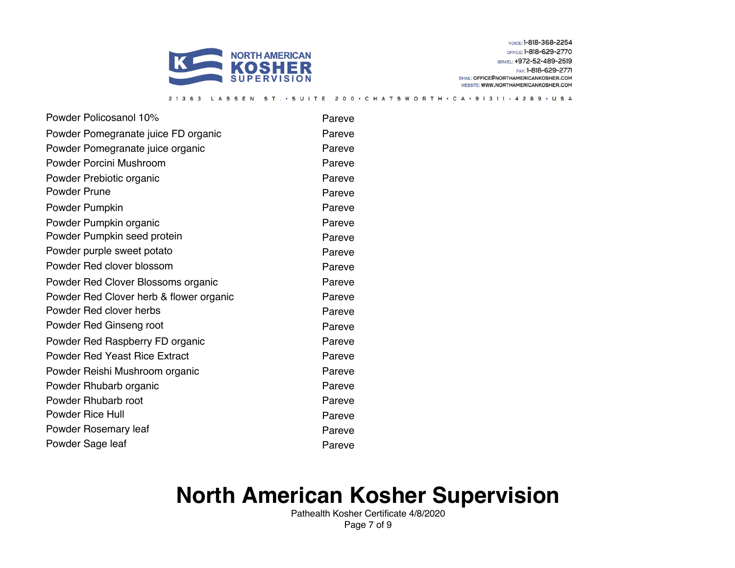| | |
|---|---|
| Powder Policosanol 10% | Pareve |
| Powder Pomegranate juice FD organic | Pareve |
| Powder Pomegranate juice organic | Pareve |
| Powder Porcini Mushroom | Pareve |
| Powder Prebiotic organic | Pareve |
| Powder Prune | Pareve |
| Powder Pumpkin | Pareve |
| Powder Pumpkin organic | Pareve |
| Powder Pumpkin seed protein | Pareve |
| Powder purple sweet potato | Pareve |
| Powder Red clover blossom | Pareve |
| Powder Red Clover Blossoms organic | Pareve |
| Powder Red Clover herb & flower organic | Pareve |
| Powder Red clover herbs | Pareve |
| Powder Red Ginseng root | Pareve |
| Powder Red Raspberry FD organic | Pareve |
| Powder Red Yeast Rice Extract | Pareve |
| Powder Reishi Mushroom organic | Pareve |
| Powder Rhubarb organic | Pareve |
| Powder Rhubarb root | Pareve |
| Powder Rice Hull | Pareve |
| Powder Rosemary leaf | Pareve |
| Powder Sage leaf | Pareve |

# North American Kosher Supervision

Pathealth Kosher Certificate 4/8/2020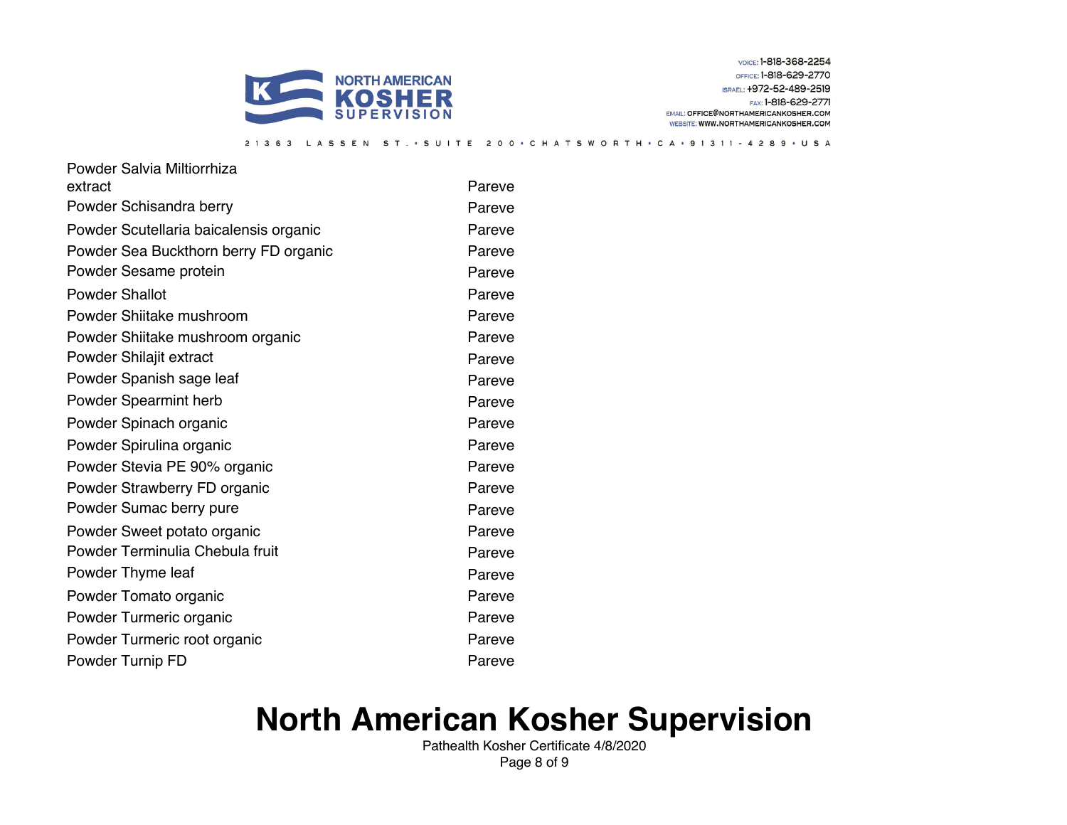| Product | Status |
|---|---|
| Powder Salvia Miltiorrhiza extract | Pareve |
| Powder Schisandra berry | Pareve |
| Powder Scutellaria baicalensis organic | Pareve |
| Powder Sea Buckthorn berry FD organic | Pareve |
| Powder Sesame protein | Pareve |
| Powder Shallot | Pareve |
| Powder Shiitake mushroom | Pareve |
| Powder Shiitake mushroom organic | Pareve |
| Powder Shilajit extract | Pareve |
| Powder Spanish sage leaf | Pareve |
| Powder Spearmint herb | Pareve |
| Powder Spinach organic | Pareve |
| Powder Spirulina organic | Pareve |
| Powder Stevia PE 90% organic | Pareve |
| Powder Strawberry FD organic | Pareve |
| Powder Sumac berry pure | Pareve |
| Powder Sweet potato organic | Pareve |
| Powder Terminulia Chebula fruit | Pareve |
| Powder Thyme leaf | Pareve |
| Powder Tomato organic | Pareve |
| Powder Turmeric organic | Pareve |
| Powder Turmeric root organic | Pareve |
| Powder Turnip FD | Pareve |

# North American Kosher Supervision

Pathealth Kosher Certificate 4/8/2020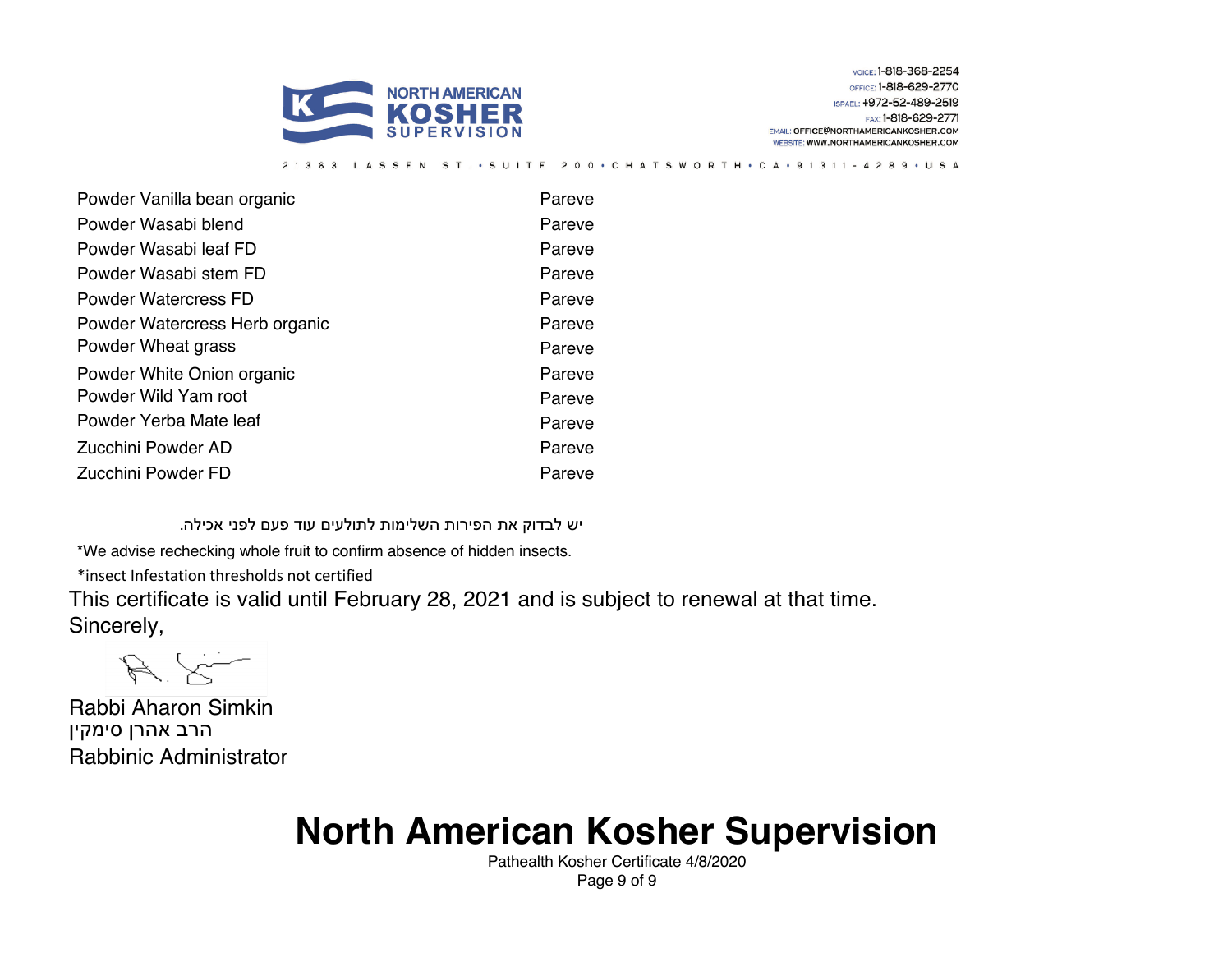| | |
|---|---|
| Powder Vanilla bean organic | Pareve |
| Powder Wasabi blend | Pareve |
| Powder Wasabi leaf FD | Pareve |
| Powder Wasabi stem FD | Pareve |
| Powder Watercress FD | Pareve |
| Powder Watercress Herb organic | Pareve |
| Powder Wheat grass | Pareve |
| Powder White Onion organic | Pareve |
| Powder Wild Yam root | Pareve |
| Powder Yerba Mate leaf | Pareve |
| Zucchini Powder AD | Pareve |
| Zucchini Powder FD | Pareve |

יש לבדוק את הפירות השלימות לתולעים עוד פעם לפני אכילה.

*We advise rechecking whole fruit to confirm absence of hidden insects.

*insect Infestation thresholds not certified

This certificate is valid until February 28, 2021 and is subject to renewal at that time.

Sincerely,

Rabbi Aharon Simkin
הרב אהרן סימקין
Rabbinic Administrator